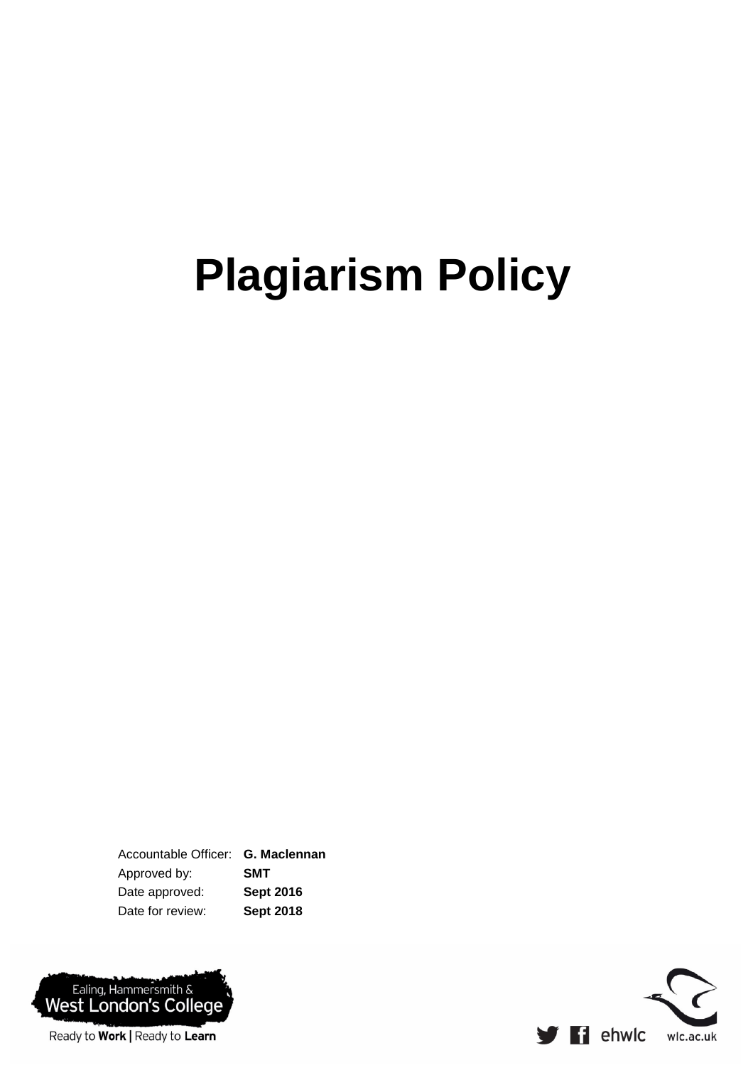# Plagiarism Policy

| Accountable Officer: | **G. Maclennan** |
|---|---|
| Approved by: | **SMT** |
| Date approved: | **Sept 2016** |
| Date for review: | **Sept 2018** |

Ealing, Hammersmith & West London's College

Ready to **Work** | Ready to **Learn**

ehwlc wlc.ac.uk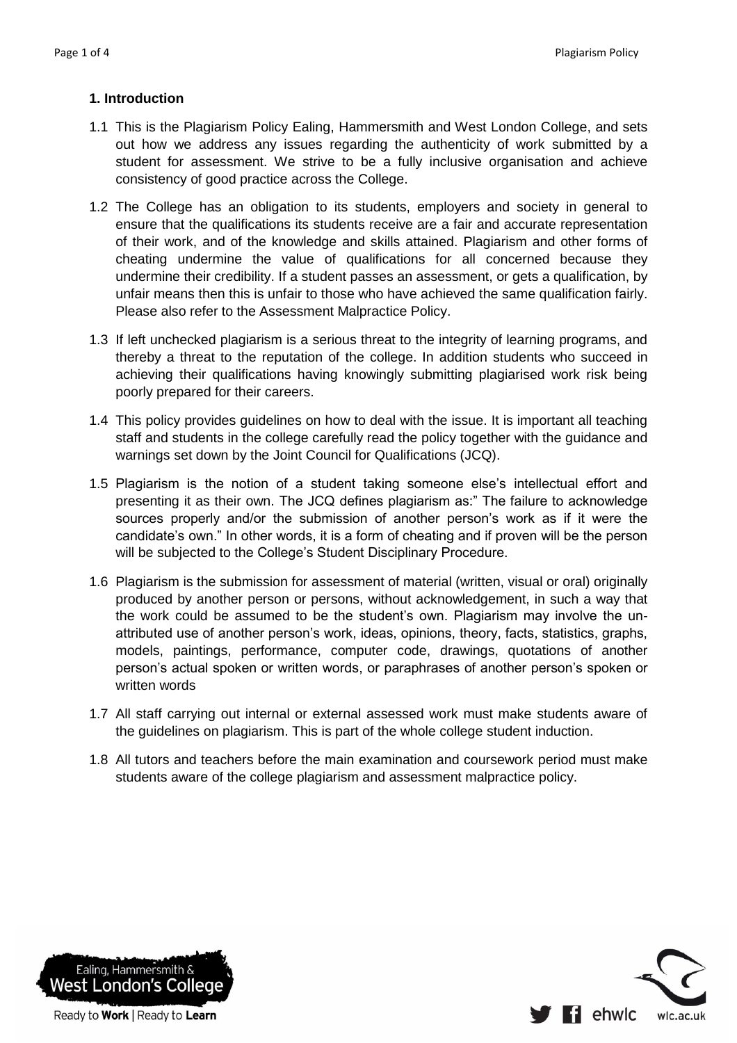## 1. Introduction

1.1 This is the Plagiarism Policy Ealing, Hammersmith and West London College, and sets out how we address any issues regarding the authenticity of work submitted by a student for assessment. We strive to be a fully inclusive organisation and achieve consistency of good practice across the College.

1.2 The College has an obligation to its students, employers and society in general to ensure that the qualifications its students receive are a fair and accurate representation of their work, and of the knowledge and skills attained. Plagiarism and other forms of cheating undermine the value of qualifications for all concerned because they undermine their credibility. If a student passes an assessment, or gets a qualification, by unfair means then this is unfair to those who have achieved the same qualification fairly. Please also refer to the Assessment Malpractice Policy.

1.3 If left unchecked plagiarism is a serious threat to the integrity of learning programs, and thereby a threat to the reputation of the college. In addition students who succeed in achieving their qualifications having knowingly submitting plagiarised work risk being poorly prepared for their careers.

1.4 This policy provides guidelines on how to deal with the issue. It is important all teaching staff and students in the college carefully read the policy together with the guidance and warnings set down by the Joint Council for Qualifications (JCQ).

1.5 Plagiarism is the notion of a student taking someone else's intellectual effort and presenting it as their own. The JCQ defines plagiarism as:" The failure to acknowledge sources properly and/or the submission of another person's work as if it were the candidate's own." In other words, it is a form of cheating and if proven will be the person will be subjected to the College's Student Disciplinary Procedure.

1.6 Plagiarism is the submission for assessment of material (written, visual or oral) originally produced by another person or persons, without acknowledgement, in such a way that the work could be assumed to be the student's own. Plagiarism may involve the un-attributed use of another person's work, ideas, opinions, theory, facts, statistics, graphs, models, paintings, performance, computer code, drawings, quotations of another person's actual spoken or written words, or paraphrases of another person's spoken or written words

1.7 All staff carrying out internal or external assessed work must make students aware of the guidelines on plagiarism. This is part of the whole college student induction.

1.8 All tutors and teachers before the main examination and coursework period must make students aware of the college plagiarism and assessment malpractice policy.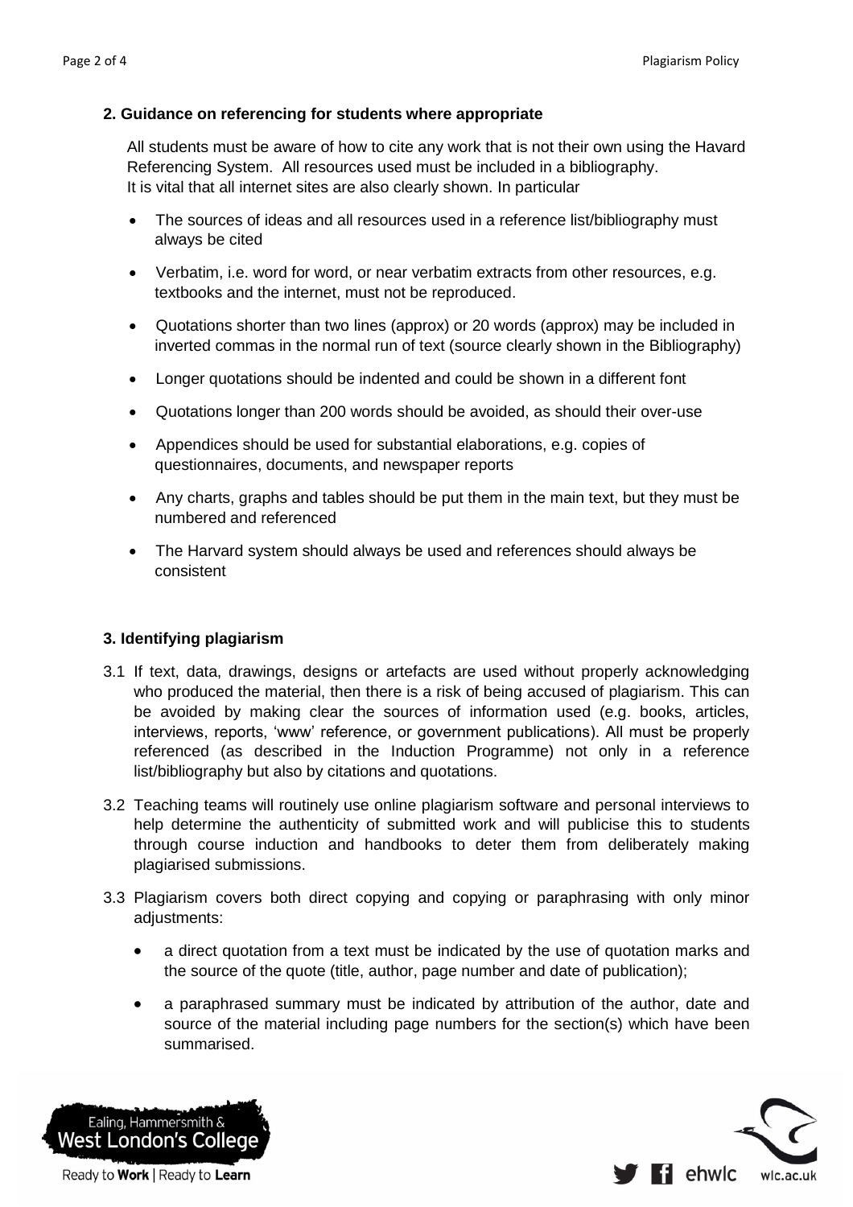## 2. Guidance on referencing for students where appropriate

All students must be aware of how to cite any work that is not their own using the Havard Referencing System. All resources used must be included in a bibliography. It is vital that all internet sites are also clearly shown. In particular

- The sources of ideas and all resources used in a reference list/bibliography must always be cited
- Verbatim, i.e. word for word, or near verbatim extracts from other resources, e.g. textbooks and the internet, must not be reproduced.
- Quotations shorter than two lines (approx) or 20 words (approx) may be included in inverted commas in the normal run of text (source clearly shown in the Bibliography)
- Longer quotations should be indented and could be shown in a different font
- Quotations longer than 200 words should be avoided, as should their over-use
- Appendices should be used for substantial elaborations, e.g. copies of questionnaires, documents, and newspaper reports
- Any charts, graphs and tables should be put them in the main text, but they must be numbered and referenced
- The Harvard system should always be used and references should always be consistent

## 3. Identifying plagiarism

3.1 If text, data, drawings, designs or artefacts are used without properly acknowledging who produced the material, then there is a risk of being accused of plagiarism. This can be avoided by making clear the sources of information used (e.g. books, articles, interviews, reports, 'www' reference, or government publications). All must be properly referenced (as described in the Induction Programme) not only in a reference list/bibliography but also by citations and quotations.

3.2 Teaching teams will routinely use online plagiarism software and personal interviews to help determine the authenticity of submitted work and will publicise this to students through course induction and handbooks to deter them from deliberately making plagiarised submissions.

3.3 Plagiarism covers both direct copying and copying or paraphrasing with only minor adjustments:

- a direct quotation from a text must be indicated by the use of quotation marks and the source of the quote (title, author, page number and date of publication);
- a paraphrased summary must be indicated by attribution of the author, date and source of the material including page numbers for the section(s) which have been summarised.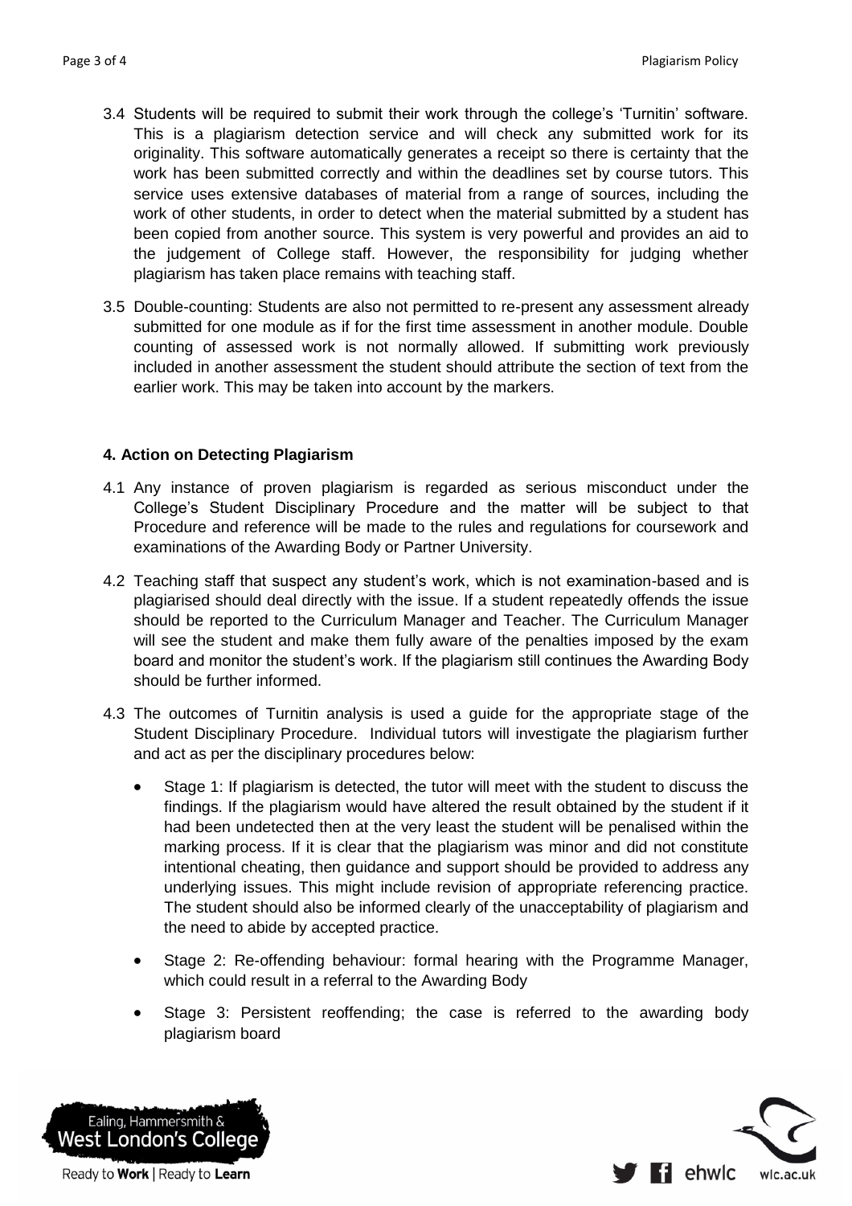3.4 Students will be required to submit their work through the college's 'Turnitin' software. This is a plagiarism detection service and will check any submitted work for its originality. This software automatically generates a receipt so there is certainty that the work has been submitted correctly and within the deadlines set by course tutors. This service uses extensive databases of material from a range of sources, including the work of other students, in order to detect when the material submitted by a student has been copied from another source. This system is very powerful and provides an aid to the judgement of College staff. However, the responsibility for judging whether plagiarism has taken place remains with teaching staff.

3.5 Double-counting: Students are also not permitted to re-present any assessment already submitted for one module as if for the first time assessment in another module. Double counting of assessed work is not normally allowed. If submitting work previously included in another assessment the student should attribute the section of text from the earlier work. This may be taken into account by the markers.

**4. Action on Detecting Plagiarism**

4.1 Any instance of proven plagiarism is regarded as serious misconduct under the College's Student Disciplinary Procedure and the matter will be subject to that Procedure and reference will be made to the rules and regulations for coursework and examinations of the Awarding Body or Partner University.

4.2 Teaching staff that suspect any student's work, which is not examination-based and is plagiarised should deal directly with the issue. If a student repeatedly offends the issue should be reported to the Curriculum Manager and Teacher. The Curriculum Manager will see the student and make them fully aware of the penalties imposed by the exam board and monitor the student's work. If the plagiarism still continues the Awarding Body should be further informed.

4.3 The outcomes of Turnitin analysis is used a guide for the appropriate stage of the Student Disciplinary Procedure. Individual tutors will investigate the plagiarism further and act as per the disciplinary procedures below:

- Stage 1: If plagiarism is detected, the tutor will meet with the student to discuss the findings. If the plagiarism would have altered the result obtained by the student if it had been undetected then at the very least the student will be penalised within the marking process. If it is clear that the plagiarism was minor and did not constitute intentional cheating, then guidance and support should be provided to address any underlying issues. This might include revision of appropriate referencing practice. The student should also be informed clearly of the unacceptability of plagiarism and the need to abide by accepted practice.

- Stage 2: Re-offending behaviour: formal hearing with the Programme Manager, which could result in a referral to the Awarding Body

- Stage 3: Persistent reoffending; the case is referred to the awarding body plagiarism board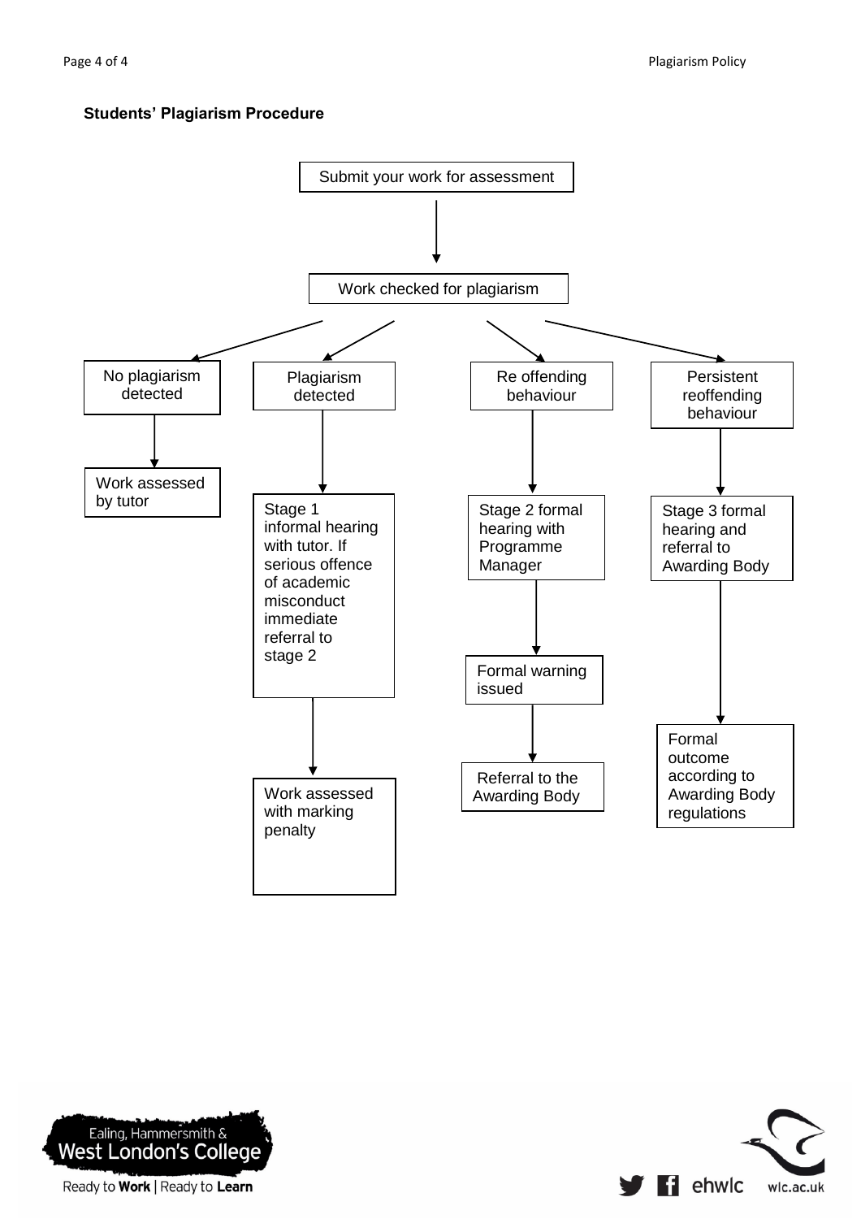**Students' Plagiarism Procedure**

Submit your work for assessment

Work checked for plagiarism

No plagiarism detected

Work assessed by tutor

Plagiarism detected

Stage 1 informal hearing with tutor. If serious offence of academic misconduct immediate referral to stage 2

Work assessed with marking penalty

Re offending behaviour

Stage 2 formal hearing with Programme Manager

Formal warning issued

Referral to the Awarding Body

Persistent reoffending behaviour

Stage 3 formal hearing and referral to Awarding Body

Formal outcome according to Awarding Body regulations